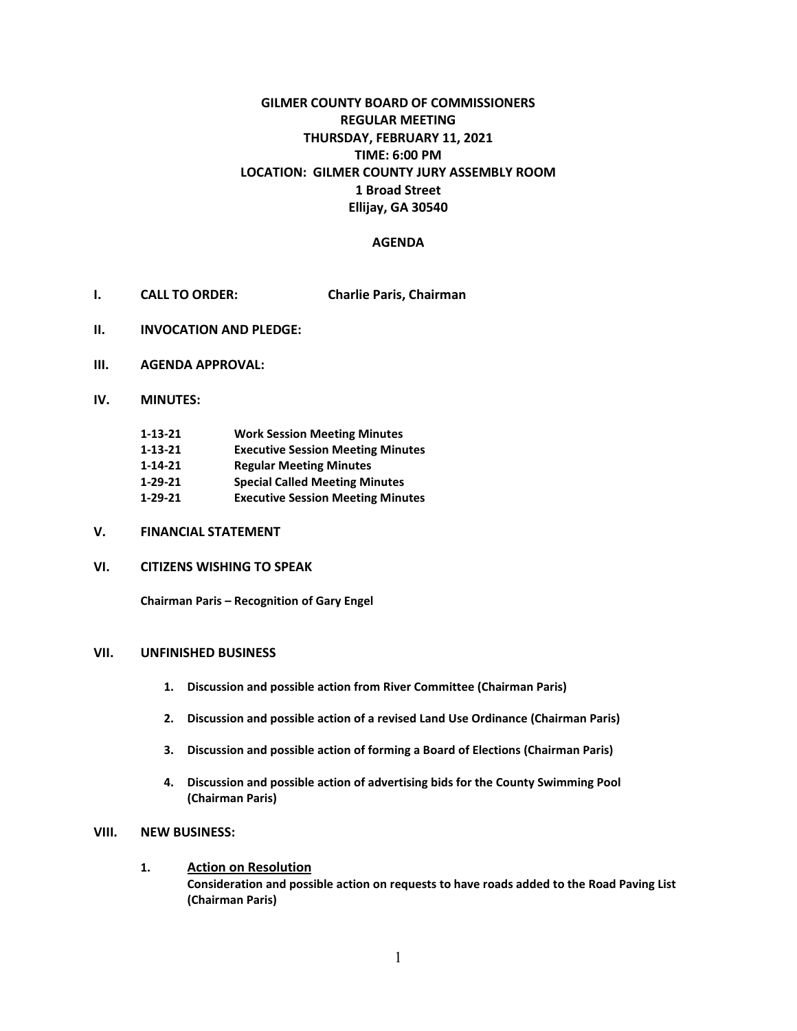# GILMER COUNTY BOARD OF COMMISSIONERS
## REGULAR MEETING
## THURSDAY, FEBRUARY 11, 2021
## TIME: 6:00 PM
## LOCATION: GILMER COUNTY JURY ASSEMBLY ROOM
## 1 Broad Street
## Ellijay, GA 30540

## AGENDA

**I. CALL TO ORDER:** **Charlie Paris, Chairman**

**II. INVOCATION AND PLEDGE:**

**III. AGENDA APPROVAL:**

**IV. MINUTES:**

| | |
|---|---|
| **1-13-21** | **Work Session Meeting Minutes** |
| **1-13-21** | **Executive Session Meeting Minutes** |
| **1-14-21** | **Regular Meeting Minutes** |
| **1-29-21** | **Special Called Meeting Minutes** |
| **1-29-21** | **Executive Session Meeting Minutes** |

**V. FINANCIAL STATEMENT**

**VI. CITIZENS WISHING TO SPEAK**

**Chairman Paris – Recognition of Gary Engel**

**VII. UNFINISHED BUSINESS**

1. **Discussion and possible action from River Committee (Chairman Paris)**
2. **Discussion and possible action of a revised Land Use Ordinance (Chairman Paris)**
3. **Discussion and possible action of forming a Board of Elections (Chairman Paris)**
4. **Discussion and possible action of advertising bids for the County Swimming Pool (Chairman Paris)**

**VIII. NEW BUSINESS:**

1. **Action on Resolution**
   **Consideration and possible action on requests to have roads added to the Road Paving List (Chairman Paris)**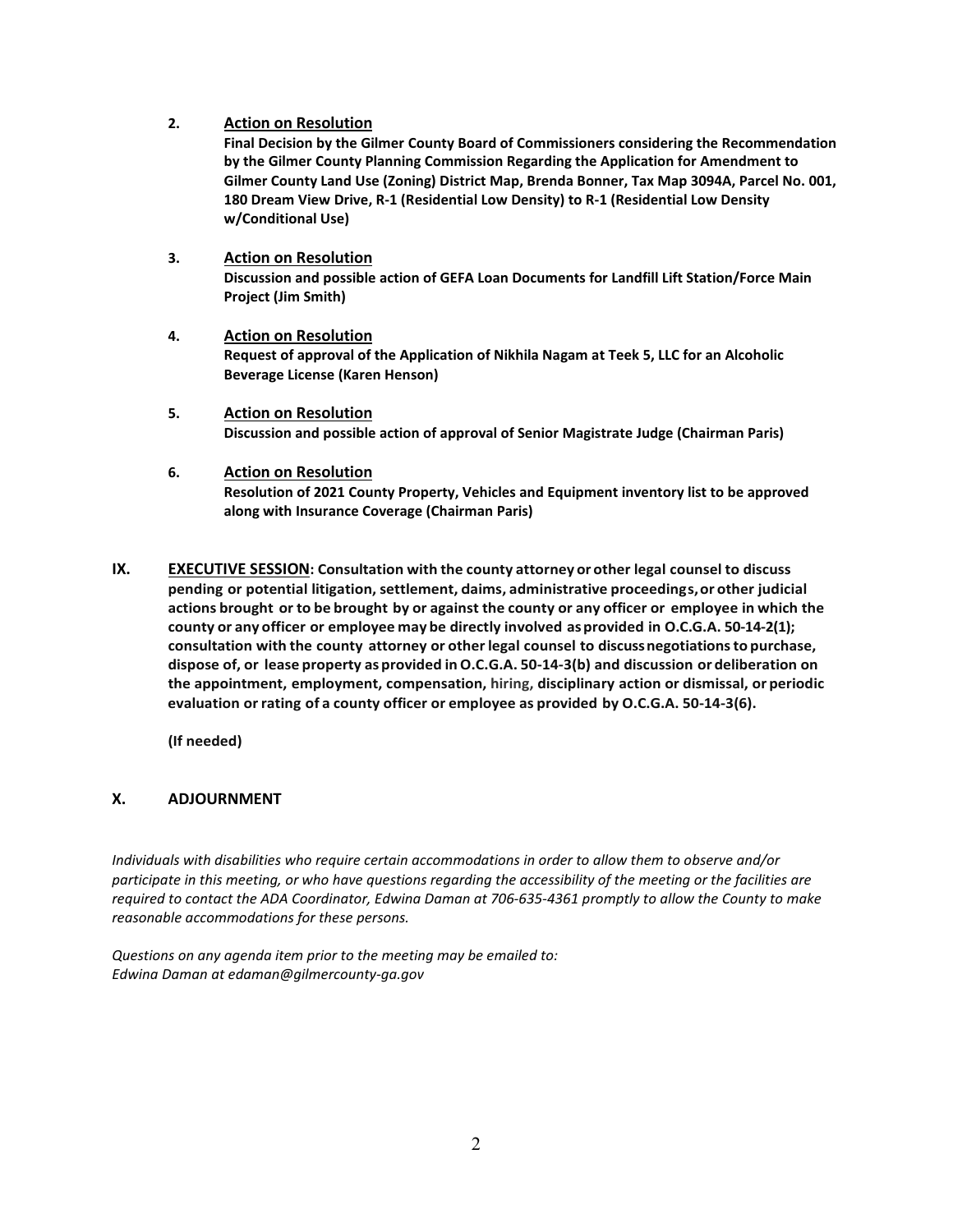2. **<u>Action on Resolution</u>**
   **Final Decision by the Gilmer County Board of Commissioners considering the Recommendation by the Gilmer County Planning Commission Regarding the Application for Amendment to Gilmer County Land Use (Zoning) District Map, Brenda Bonner, Tax Map 3094A, Parcel No. 001, 180 Dream View Drive, R-1 (Residential Low Density) to R-1 (Residential Low Density w/Conditional Use)**

3. **<u>Action on Resolution</u>**
   **Discussion and possible action of GEFA Loan Documents for Landfill Lift Station/Force Main Project (Jim Smith)**

4. **<u>Action on Resolution</u>**
   **Request of approval of the Application of Nikhila Nagam at Teek 5, LLC for an Alcoholic Beverage License (Karen Henson)**

5. **<u>Action on Resolution</u>**
   **Discussion and possible action of approval of Senior Magistrate Judge (Chairman Paris)**

6. **<u>Action on Resolution</u>**
   **Resolution of 2021 County Property, Vehicles and Equipment inventory list to be approved along with Insurance Coverage (Chairman Paris)**

**IX. <u>EXECUTIVE SESSION</u>: Consultation with the county attorney or other legal counsel to discuss pending or potential litigation, settlement, daims, administrative proceedings, or other judicial actions brought or to be brought by or against the county or any officer or employee in which the county or any officer or employee may be directly involved as provided in O.C.G.A. 50-14-2(1); consultation with the county attorney or other legal counsel to discuss negotiations to purchase, dispose of, or lease property as provided in O.C.G.A. 50-14-3(b) and discussion or deliberation on the appointment, employment, compensation, hiring, disciplinary action or dismissal, or periodic evaluation or rating of a county officer or employee as provided by O.C.G.A. 50-14-3(6).**

**(If needed)**

## X. ADJOURNMENT

*Individuals with disabilities who require certain accommodations in order to allow them to observe and/or participate in this meeting, or who have questions regarding the accessibility of the meeting or the facilities are required to contact the ADA Coordinator, Edwina Daman at 706-635-4361 promptly to allow the County to make reasonable accommodations for these persons.*

*Questions on any agenda item prior to the meeting may be emailed to:*
*Edwina Daman at edaman@gilmercounty-ga.gov*